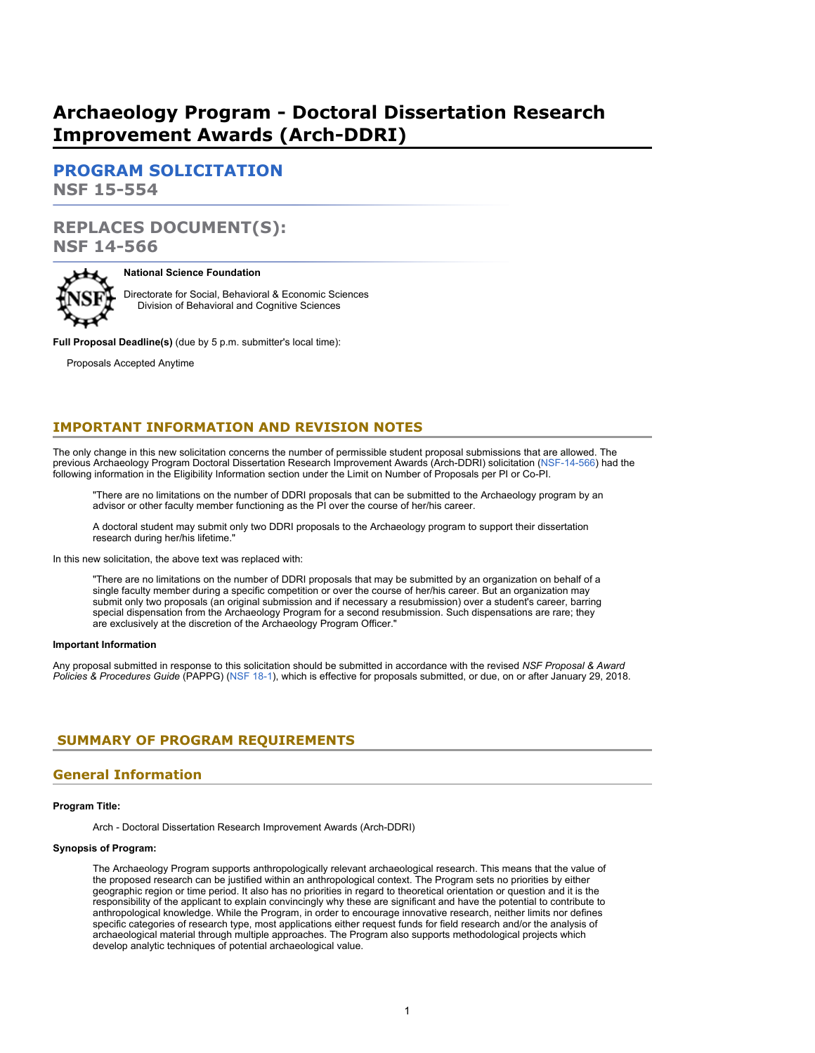# Archaeology Program - Doctoral Dissertation Research Improvement Awards (Arch-DDRI)

## PROGRAM SOLICITATION
## NSF 15-554

## REPLACES DOCUMENT(S):
## NSF 14-566

**National Science Foundation**

Directorate for Social, Behavioral & Economic Sciences
Division of Behavioral and Cognitive Sciences

**Full Proposal Deadline(s)** (due by 5 p.m. submitter's local time):

Proposals Accepted Anytime

## IMPORTANT INFORMATION AND REVISION NOTES

The only change in this new solicitation concerns the number of permissible student proposal submissions that are allowed. The previous Archaeology Program Doctoral Dissertation Research Improvement Awards (Arch-DDRI) solicitation (NSF-14-566) had the following information in the Eligibility Information section under the Limit on Number of Proposals per PI or Co-PI.

> "There are no limitations on the number of DDRI proposals that can be submitted to the Archaeology program by an advisor or other faculty member functioning as the PI over the course of her/his career.
>
> A doctoral student may submit only two DDRI proposals to the Archaeology program to support their dissertation research during her/his lifetime."

In this new solicitation, the above text was replaced with:

> "There are no limitations on the number of DDRI proposals that may be submitted by an organization on behalf of a single faculty member during a specific competition or over the course of her/his career. But an organization may submit only two proposals (an original submission and if necessary a resubmission) over a student's career, barring special dispensation from the Archaeology Program for a second resubmission. Such dispensations are rare; they are exclusively at the discretion of the Archaeology Program Officer."

**Important Information**

Any proposal submitted in response to this solicitation should be submitted in accordance with the revised *NSF Proposal & Award Policies & Procedures Guide* (PAPPG) (NSF 18-1), which is effective for proposals submitted, or due, on or after January 29, 2018.

## SUMMARY OF PROGRAM REQUIREMENTS

### General Information

**Program Title:**

Arch - Doctoral Dissertation Research Improvement Awards (Arch-DDRI)

**Synopsis of Program:**

The Archaeology Program supports anthropologically relevant archaeological research. This means that the value of the proposed research can be justified within an anthropological context. The Program sets no priorities by either geographic region or time period. It also has no priorities in regard to theoretical orientation or question and it is the responsibility of the applicant to explain convincingly why these are significant and have the potential to contribute to anthropological knowledge. While the Program, in order to encourage innovative research, neither limits nor defines specific categories of research type, most applications either request funds for field research and/or the analysis of archaeological material through multiple approaches. The Program also supports methodological projects which develop analytic techniques of potential archaeological value.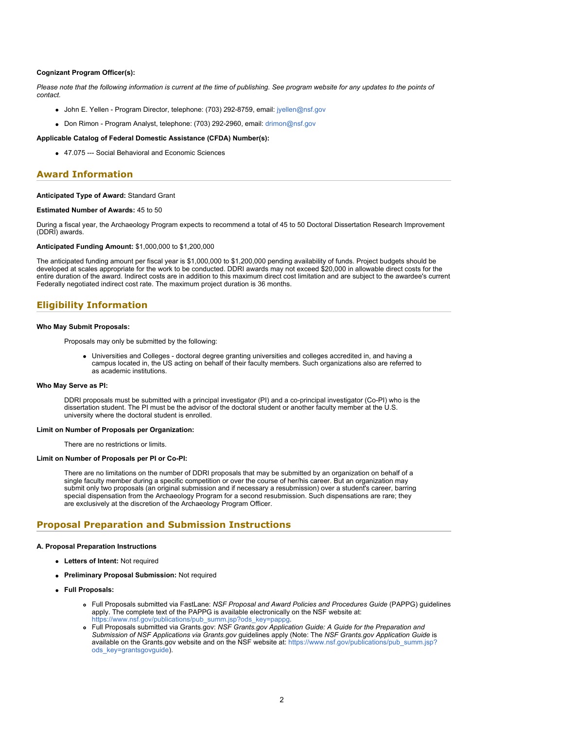**Cognizant Program Officer(s):**

*Please note that the following information is current at the time of publishing. See program website for any updates to the points of contact.*

- John E. Yellen - Program Director, telephone: (703) 292-8759, email: jyellen@nsf.gov
- Don Rimon - Program Analyst, telephone: (703) 292-2960, email: drimon@nsf.gov

**Applicable Catalog of Federal Domestic Assistance (CFDA) Number(s):**

- 47.075 --- Social Behavioral and Economic Sciences

## Award Information

**Anticipated Type of Award:** Standard Grant

**Estimated Number of Awards:** 45 to 50

During a fiscal year, the Archaeology Program expects to recommend a total of 45 to 50 Doctoral Dissertation Research Improvement (DDRI) awards.

**Anticipated Funding Amount:** $1,000,000 to $1,200,000

The anticipated funding amount per fiscal year is $1,000,000 to $1,200,000 pending availability of funds. Project budgets should be developed at scales appropriate for the work to be conducted. DDRI awards may not exceed $20,000 in allowable direct costs for the entire duration of the award. Indirect costs are in addition to this maximum direct cost limitation and are subject to the awardee's current Federally negotiated indirect cost rate. The maximum project duration is 36 months.

## Eligibility Information

**Who May Submit Proposals:**

Proposals may only be submitted by the following:

- Universities and Colleges - doctoral degree granting universities and colleges accredited in, and having a campus located in, the US acting on behalf of their faculty members. Such organizations also are referred to as academic institutions.

**Who May Serve as PI:**

DDRI proposals must be submitted with a principal investigator (PI) and a co-principal investigator (Co-PI) who is the dissertation student. The PI must be the advisor of the doctoral student or another faculty member at the U.S. university where the doctoral student is enrolled.

**Limit on Number of Proposals per Organization:**

There are no restrictions or limits.

**Limit on Number of Proposals per PI or Co-PI:**

There are no limitations on the number of DDRI proposals that may be submitted by an organization on behalf of a single faculty member during a specific competition or over the course of her/his career. But an organization may submit only two proposals (an original submission and if necessary a resubmission) over a student's career, barring special dispensation from the Archaeology Program for a second resubmission. Such dispensations are rare; they are exclusively at the discretion of the Archaeology Program Officer.

## Proposal Preparation and Submission Instructions

**A. Proposal Preparation Instructions**

- **Letters of Intent:** Not required
- **Preliminary Proposal Submission:** Not required
- **Full Proposals:**
    - Full Proposals submitted via FastLane: *NSF Proposal and Award Policies and Procedures Guide* (PAPPG) guidelines apply. The complete text of the PAPPG is available electronically on the NSF website at: https://www.nsf.gov/publications/pub_summ.jsp?ods_key=pappg.
    - Full Proposals submitted via Grants.gov: *NSF Grants.gov Application Guide: A Guide for the Preparation and Submission of NSF Applications via Grants.gov* guidelines apply (Note: The *NSF Grants.gov Application Guide* is available on the Grants.gov website and on the NSF website at: https://www.nsf.gov/publications/pub_summ.jsp?ods_key=grantsgovguide).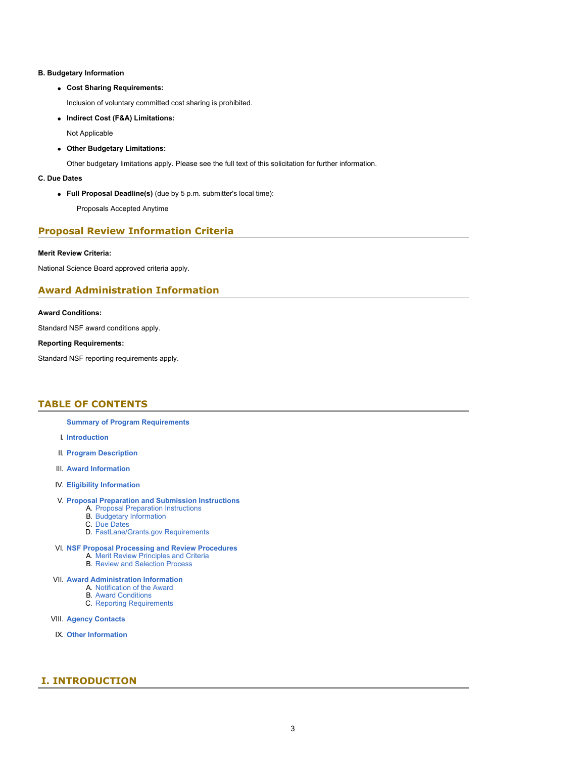**B. Budgetary Information**

- **Cost Sharing Requirements:**

  Inclusion of voluntary committed cost sharing is prohibited.

- **Indirect Cost (F&A) Limitations:**

  Not Applicable

- **Other Budgetary Limitations:**

  Other budgetary limitations apply. Please see the full text of this solicitation for further information.

**C. Due Dates**

- **Full Proposal Deadline(s)** (due by 5 p.m. submitter's local time):

  Proposals Accepted Anytime

## Proposal Review Information Criteria

**Merit Review Criteria:**

National Science Board approved criteria apply.

## Award Administration Information

**Award Conditions:**

Standard NSF award conditions apply.

**Reporting Requirements:**

Standard NSF reporting requirements apply.

## TABLE OF CONTENTS

**Summary of Program Requirements**

I. **Introduction**

II. **Program Description**

III. **Award Information**

IV. **Eligibility Information**

V. **Proposal Preparation and Submission Instructions**
   - A. Proposal Preparation Instructions
   - B. Budgetary Information
   - C. Due Dates
   - D. FastLane/Grants.gov Requirements

VI. **NSF Proposal Processing and Review Procedures**
   - A. Merit Review Principles and Criteria
   - B. Review and Selection Process

VII. **Award Administration Information**
   - A. Notification of the Award
   - B. Award Conditions
   - C. Reporting Requirements

VIII. **Agency Contacts**

IX. **Other Information**

## I. INTRODUCTION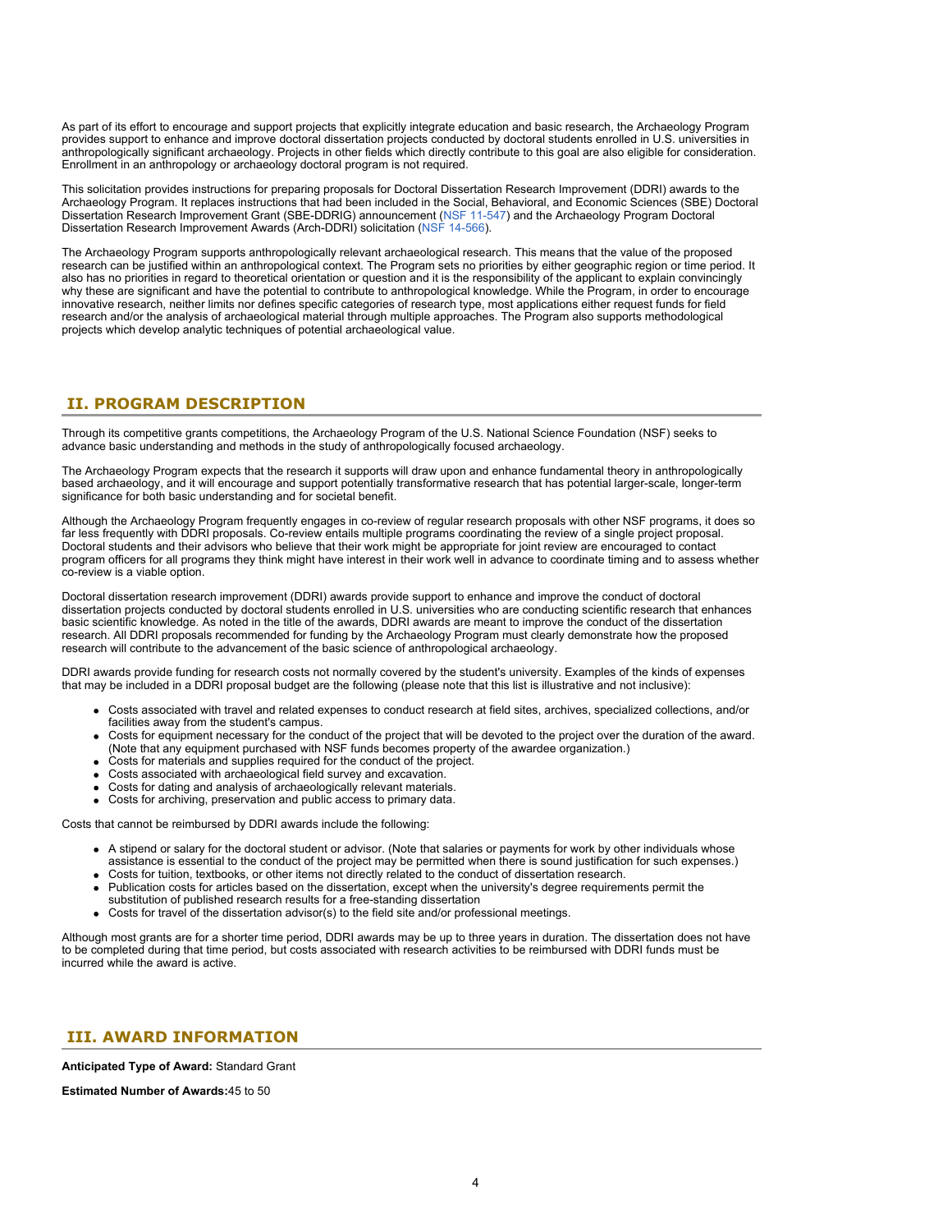As part of its effort to encourage and support projects that explicitly integrate education and basic research, the Archaeology Program provides support to enhance and improve doctoral dissertation projects conducted by doctoral students enrolled in U.S. universities in anthropologically significant archaeology. Projects in other fields which directly contribute to this goal are also eligible for consideration. Enrollment in an anthropology or archaeology doctoral program is not required.

This solicitation provides instructions for preparing proposals for Doctoral Dissertation Research Improvement (DDRI) awards to the Archaeology Program. It replaces instructions that had been included in the Social, Behavioral, and Economic Sciences (SBE) Doctoral Dissertation Research Improvement Grant (SBE-DDRIG) announcement (NSF 11-547) and the Archaeology Program Doctoral Dissertation Research Improvement Awards (Arch-DDRI) solicitation (NSF 14-566).

The Archaeology Program supports anthropologically relevant archaeological research. This means that the value of the proposed research can be justified within an anthropological context. The Program sets no priorities by either geographic region or time period. It also has no priorities in regard to theoretical orientation or question and it is the responsibility of the applicant to explain convincingly why these are significant and have the potential to contribute to anthropological knowledge. While the Program, in order to encourage innovative research, neither limits nor defines specific categories of research type, most applications either request funds for field research and/or the analysis of archaeological material through multiple approaches. The Program also supports methodological projects which develop analytic techniques of potential archaeological value.

## II. PROGRAM DESCRIPTION

Through its competitive grants competitions, the Archaeology Program of the U.S. National Science Foundation (NSF) seeks to advance basic understanding and methods in the study of anthropologically focused archaeology.

The Archaeology Program expects that the research it supports will draw upon and enhance fundamental theory in anthropologically based archaeology, and it will encourage and support potentially transformative research that has potential larger-scale, longer-term significance for both basic understanding and for societal benefit.

Although the Archaeology Program frequently engages in co-review of regular research proposals with other NSF programs, it does so far less frequently with DDRI proposals. Co-review entails multiple programs coordinating the review of a single project proposal. Doctoral students and their advisors who believe that their work might be appropriate for joint review are encouraged to contact program officers for all programs they think might have interest in their work well in advance to coordinate timing and to assess whether co-review is a viable option.

Doctoral dissertation research improvement (DDRI) awards provide support to enhance and improve the conduct of doctoral dissertation projects conducted by doctoral students enrolled in U.S. universities who are conducting scientific research that enhances basic scientific knowledge. As noted in the title of the awards, DDRI awards are meant to improve the conduct of the dissertation research. All DDRI proposals recommended for funding by the Archaeology Program must clearly demonstrate how the proposed research will contribute to the advancement of the basic science of anthropological archaeology.

DDRI awards provide funding for research costs not normally covered by the student's university. Examples of the kinds of expenses that may be included in a DDRI proposal budget are the following (please note that this list is illustrative and not inclusive):

- Costs associated with travel and related expenses to conduct research at field sites, archives, specialized collections, and/or facilities away from the student's campus.
- Costs for equipment necessary for the conduct of the project that will be devoted to the project over the duration of the award. (Note that any equipment purchased with NSF funds becomes property of the awardee organization.)
- Costs for materials and supplies required for the conduct of the project.
- Costs associated with archaeological field survey and excavation.
- Costs for dating and analysis of archaeologically relevant materials.
- Costs for archiving, preservation and public access to primary data.

Costs that cannot be reimbursed by DDRI awards include the following:

- A stipend or salary for the doctoral student or advisor. (Note that salaries or payments for work by other individuals whose assistance is essential to the conduct of the project may be permitted when there is sound justification for such expenses.)
- Costs for tuition, textbooks, or other items not directly related to the conduct of dissertation research.
- Publication costs for articles based on the dissertation, except when the university's degree requirements permit the substitution of published research results for a free-standing dissertation
- Costs for travel of the dissertation advisor(s) to the field site and/or professional meetings.

Although most grants are for a shorter time period, DDRI awards may be up to three years in duration. The dissertation does not have to be completed during that time period, but costs associated with research activities to be reimbursed with DDRI funds must be incurred while the award is active.

## III. AWARD INFORMATION

**Anticipated Type of Award:** Standard Grant

**Estimated Number of Awards:**45 to 50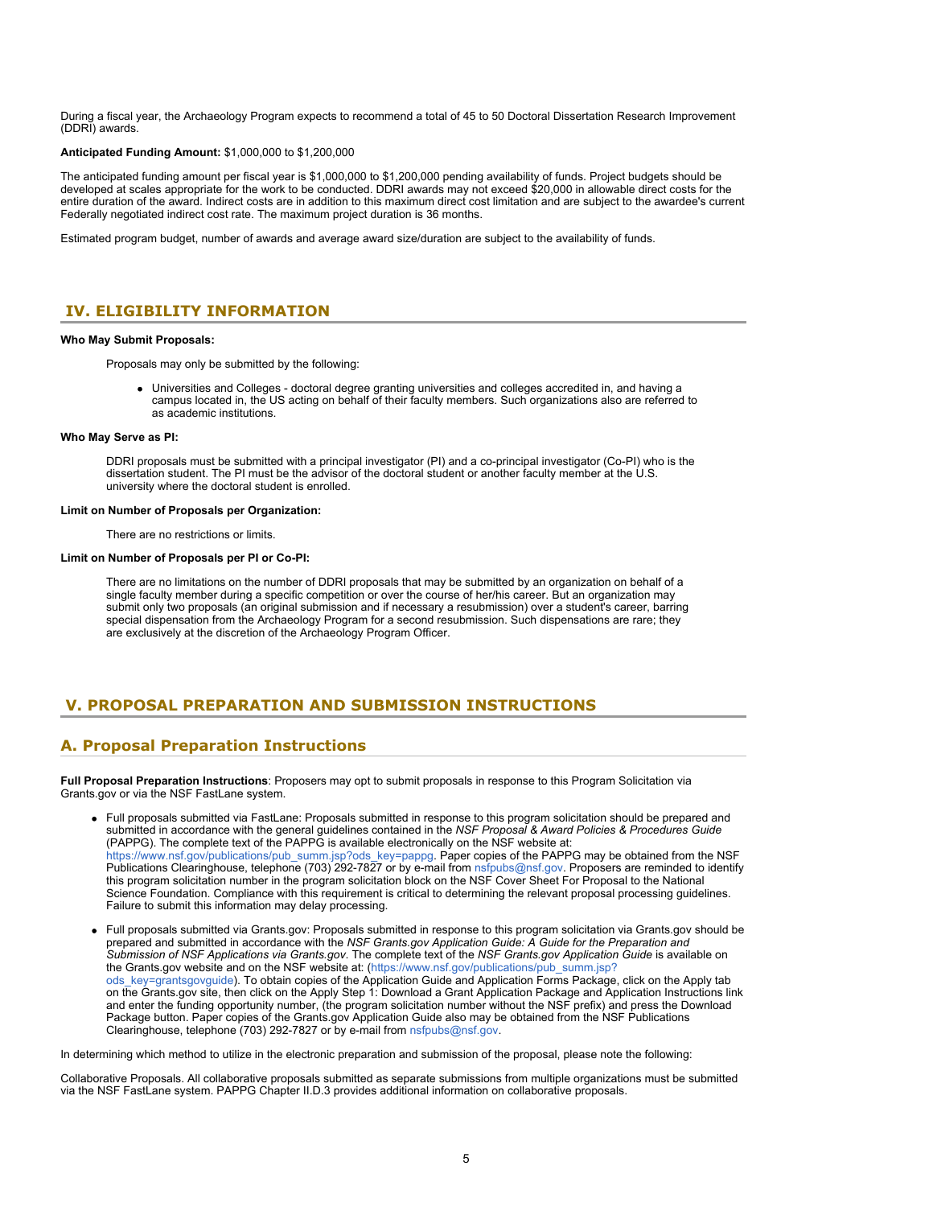During a fiscal year, the Archaeology Program expects to recommend a total of 45 to 50 Doctoral Dissertation Research Improvement (DDRI) awards.

**Anticipated Funding Amount:** $1,000,000 to $1,200,000

The anticipated funding amount per fiscal year is $1,000,000 to $1,200,000 pending availability of funds. Project budgets should be developed at scales appropriate for the work to be conducted. DDRI awards may not exceed $20,000 in allowable direct costs for the entire duration of the award. Indirect costs are in addition to this maximum direct cost limitation and are subject to the awardee's current Federally negotiated indirect cost rate. The maximum project duration is 36 months.

Estimated program budget, number of awards and average award size/duration are subject to the availability of funds.

## IV. ELIGIBILITY INFORMATION

**Who May Submit Proposals:**

Proposals may only be submitted by the following:

- Universities and Colleges - doctoral degree granting universities and colleges accredited in, and having a campus located in, the US acting on behalf of their faculty members. Such organizations also are referred to as academic institutions.

**Who May Serve as PI:**

DDRI proposals must be submitted with a principal investigator (PI) and a co-principal investigator (Co-PI) who is the dissertation student. The PI must be the advisor of the doctoral student or another faculty member at the U.S. university where the doctoral student is enrolled.

**Limit on Number of Proposals per Organization:**

There are no restrictions or limits.

**Limit on Number of Proposals per PI or Co-PI:**

There are no limitations on the number of DDRI proposals that may be submitted by an organization on behalf of a single faculty member during a specific competition or over the course of her/his career. But an organization may submit only two proposals (an original submission and if necessary a resubmission) over a student's career, barring special dispensation from the Archaeology Program for a second resubmission. Such dispensations are rare; they are exclusively at the discretion of the Archaeology Program Officer.

## V. PROPOSAL PREPARATION AND SUBMISSION INSTRUCTIONS

### A. Proposal Preparation Instructions

**Full Proposal Preparation Instructions**: Proposers may opt to submit proposals in response to this Program Solicitation via Grants.gov or via the NSF FastLane system.

- Full proposals submitted via FastLane: Proposals submitted in response to this program solicitation should be prepared and submitted in accordance with the general guidelines contained in the *NSF Proposal & Award Policies & Procedures Guide* (PAPPG). The complete text of the PAPPG is available electronically on the NSF website at: https://www.nsf.gov/publications/pub_summ.jsp?ods_key=pappg. Paper copies of the PAPPG may be obtained from the NSF Publications Clearinghouse, telephone (703) 292-7827 or by e-mail from nsfpubs@nsf.gov. Proposers are reminded to identify this program solicitation number in the program solicitation block on the NSF Cover Sheet For Proposal to the National Science Foundation. Compliance with this requirement is critical to determining the relevant proposal processing guidelines. Failure to submit this information may delay processing.

- Full proposals submitted via Grants.gov: Proposals submitted in response to this program solicitation via Grants.gov should be prepared and submitted in accordance with the *NSF Grants.gov Application Guide: A Guide for the Preparation and Submission of NSF Applications via Grants.gov*. The complete text of the *NSF Grants.gov Application Guide* is available on the Grants.gov website and on the NSF website at: (https://www.nsf.gov/publications/pub_summ.jsp?ods_key=grantsgovguide). To obtain copies of the Application Guide and Application Forms Package, click on the Apply tab on the Grants.gov site, then click on the Apply Step 1: Download a Grant Application Package and Application Instructions link and enter the funding opportunity number, (the program solicitation number without the NSF prefix) and press the Download Package button. Paper copies of the Grants.gov Application Guide also may be obtained from the NSF Publications Clearinghouse, telephone (703) 292-7827 or by e-mail from nsfpubs@nsf.gov.

In determining which method to utilize in the electronic preparation and submission of the proposal, please note the following:

Collaborative Proposals. All collaborative proposals submitted as separate submissions from multiple organizations must be submitted via the NSF FastLane system. PAPPG Chapter II.D.3 provides additional information on collaborative proposals.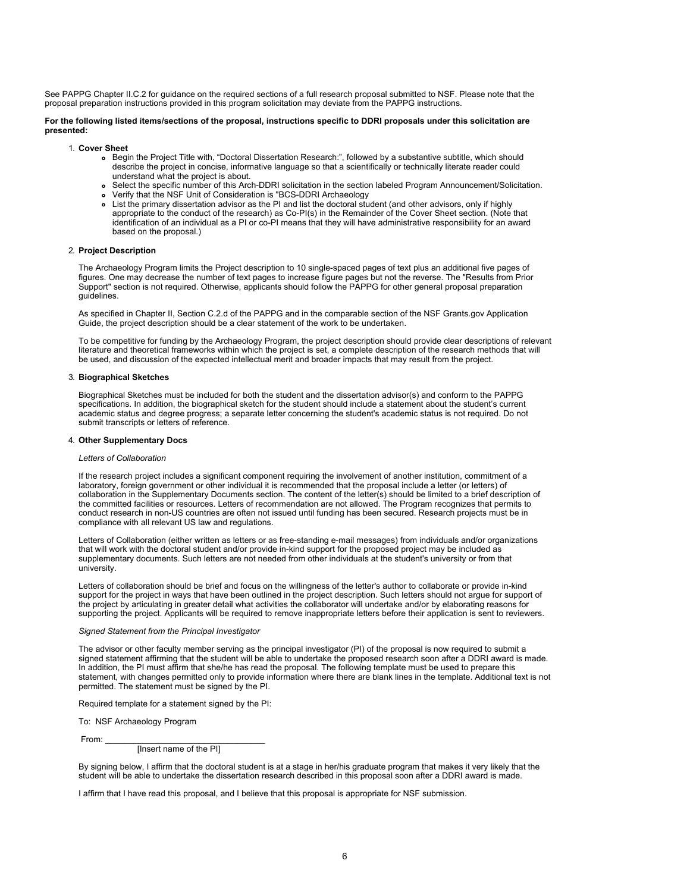See PAPPG Chapter II.C.2 for guidance on the required sections of a full research proposal submitted to NSF. Please note that the proposal preparation instructions provided in this program solicitation may deviate from the PAPPG instructions.

**For the following listed items/sections of the proposal, instructions specific to DDRI proposals under this solicitation are presented:**

1. **Cover Sheet**
   - Begin the Project Title with, "Doctoral Dissertation Research:", followed by a substantive subtitle, which should describe the project in concise, informative language so that a scientifically or technically literate reader could understand what the project is about.
   - Select the specific number of this Arch-DDRI solicitation in the section labeled Program Announcement/Solicitation.
   - Verify that the NSF Unit of Consideration is "BCS-DDRI Archaeology
   - List the primary dissertation advisor as the PI and list the doctoral student (and other advisors, only if highly appropriate to the conduct of the research) as Co-PI(s) in the Remainder of the Cover Sheet section. (Note that identification of an individual as a PI or co-PI means that they will have administrative responsibility for an award based on the proposal.)

2. **Project Description**

   The Archaeology Program limits the Project description to 10 single-spaced pages of text plus an additional five pages of figures. One may decrease the number of text pages to increase figure pages but not the reverse. The "Results from Prior Support" section is not required. Otherwise, applicants should follow the PAPPG for other general proposal preparation guidelines.

   As specified in Chapter II, Section C.2.d of the PAPPG and in the comparable section of the NSF Grants.gov Application Guide, the project description should be a clear statement of the work to be undertaken.

   To be competitive for funding by the Archaeology Program, the project description should provide clear descriptions of relevant literature and theoretical frameworks within which the project is set, a complete description of the research methods that will be used, and discussion of the expected intellectual merit and broader impacts that may result from the project.

3. **Biographical Sketches**

   Biographical Sketches must be included for both the student and the dissertation advisor(s) and conform to the PAPPG specifications. In addition, the biographical sketch for the student should include a statement about the student's current academic status and degree progress; a separate letter concerning the student's academic status is not required. Do not submit transcripts or letters of reference.

4. **Other Supplementary Docs**

   *Letters of Collaboration*

   If the research project includes a significant component requiring the involvement of another institution, commitment of a laboratory, foreign government or other individual it is recommended that the proposal include a letter (or letters) of collaboration in the Supplementary Documents section. The content of the letter(s) should be limited to a brief description of the committed facilities or resources. Letters of recommendation are not allowed. The Program recognizes that permits to conduct research in non-US countries are often not issued until funding has been secured. Research projects must be in compliance with all relevant US law and regulations.

   Letters of Collaboration (either written as letters or as free-standing e-mail messages) from individuals and/or organizations that will work with the doctoral student and/or provide in-kind support for the proposed project may be included as supplementary documents. Such letters are not needed from other individuals at the student's university or from that university.

   Letters of collaboration should be brief and focus on the willingness of the letter's author to collaborate or provide in-kind support for the project in ways that have been outlined in the project description. Such letters should not argue for support of the project by articulating in greater detail what activities the collaborator will undertake and/or by elaborating reasons for supporting the project. Applicants will be required to remove inappropriate letters before their application is sent to reviewers.

   *Signed Statement from the Principal Investigator*

   The advisor or other faculty member serving as the principal investigator (PI) of the proposal is now required to submit a signed statement affirming that the student will be able to undertake the proposed research soon after a DDRI award is made. In addition, the PI must affirm that she/he has read the proposal. The following template must be used to prepare this statement, with changes permitted only to provide information where there are blank lines in the template. Additional text is not permitted. The statement must be signed by the PI.

   Required template for a statement signed by the PI:

   To: NSF Archaeology Program

   From: ________________________________
   [Insert name of the PI]

   By signing below, I affirm that the doctoral student is at a stage in her/his graduate program that makes it very likely that the student will be able to undertake the dissertation research described in this proposal soon after a DDRI award is made.

   I affirm that I have read this proposal, and I believe that this proposal is appropriate for NSF submission.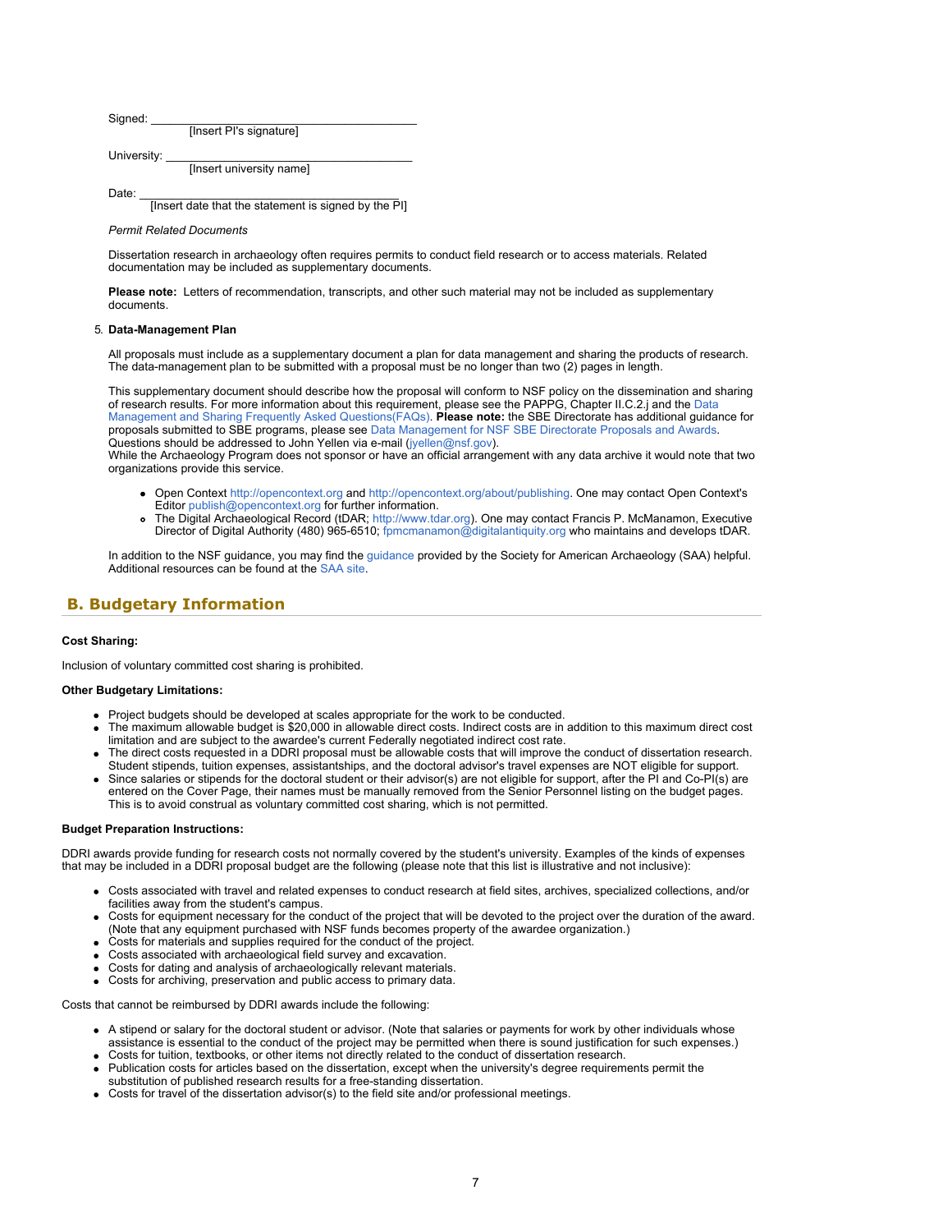Signed: ________________________________________
[Insert PI's signature]

University: ____________________________________
[Insert university name]

Date: __________________________________________
[Insert date that the statement is signed by the PI]

*Permit Related Documents*

Dissertation research in archaeology often requires permits to conduct field research or to access materials. Related documentation may be included as supplementary documents.

**Please note:** Letters of recommendation, transcripts, and other such material may not be included as supplementary documents.

5. **Data-Management Plan**

All proposals must include as a supplementary document a plan for data management and sharing the products of research. The data-management plan to be submitted with a proposal must be no longer than two (2) pages in length.

This supplementary document should describe how the proposal will conform to NSF policy on the dissemination and sharing of research results. For more information about this requirement, please see the PAPPG, Chapter II.C.2.j and the Data Management and Sharing Frequently Asked Questions(FAQs). **Please note:** the SBE Directorate has additional guidance for proposals submitted to SBE programs, please see Data Management for NSF SBE Directorate Proposals and Awards. Questions should be addressed to John Yellen via e-mail (jyellen@nsf.gov).
While the Archaeology Program does not sponsor or have an official arrangement with any data archive it would note that two organizations provide this service.

- Open Context http://opencontext.org and http://opencontext.org/about/publishing. One may contact Open Context's Editor publish@opencontext.org for further information.
- The Digital Archaeological Record (tDAR; http://www.tdar.org). One may contact Francis P. McManamon, Executive Director of Digital Authority (480) 965-6510; fpmcmanamon@digitalantiquity.org who maintains and develops tDAR.

In addition to the NSF guidance, you may find the guidance provided by the Society for American Archaeology (SAA) helpful. Additional resources can be found at the SAA site.

## B. Budgetary Information

**Cost Sharing:**

Inclusion of voluntary committed cost sharing is prohibited.

**Other Budgetary Limitations:**

- Project budgets should be developed at scales appropriate for the work to be conducted.
- The maximum allowable budget is $20,000 in allowable direct costs. Indirect costs are in addition to this maximum direct cost limitation and are subject to the awardee's current Federally negotiated indirect cost rate.
- The direct costs requested in a DDRI proposal must be allowable costs that will improve the conduct of dissertation research. Student stipends, tuition expenses, assistantships, and the dissertation advisor's travel expenses are NOT eligible for support.
- Since salaries or stipends for the doctoral student or their advisor(s) are not eligible for support, after the PI and Co-PI(s) are entered on the Cover Page, their names must be manually removed from the Senior Personnel listing on the budget pages. This is to avoid construal as voluntary committed cost sharing, which is not permitted.

**Budget Preparation Instructions:**

DDRI awards provide funding for research costs not normally covered by the student's university. Examples of the kinds of expenses that may be included in a DDRI proposal budget are the following (please note that this list is illustrative and not inclusive):

- Costs associated with travel and related expenses to conduct research at field sites, archives, specialized collections, and/or facilities away from the student's campus.
- Costs for equipment necessary for the conduct of the project that will be devoted to the project over the duration of the award. (Note that any equipment purchased with NSF funds becomes property of the awardee organization.)
- Costs for materials and supplies required for the conduct of the project.
- Costs associated with archaeological field survey and excavation.
- Costs for dating and analysis of archaeologically relevant materials.
- Costs for archiving, preservation and public access to primary data.

Costs that cannot be reimbursed by DDRI awards include the following:

- A stipend or salary for the doctoral student or advisor. (Note that salaries or payments for work by other individuals whose assistance is essential to the conduct of the project may be permitted when there is sound justification for such expenses.)
- Costs for tuition, textbooks, or other items not directly related to the conduct of dissertation research.
- Publication costs for articles based on the dissertation, except when the university's degree requirements permit the substitution of published research results for a free-standing dissertation.
- Costs for travel of the dissertation advisor(s) to the field site and/or professional meetings.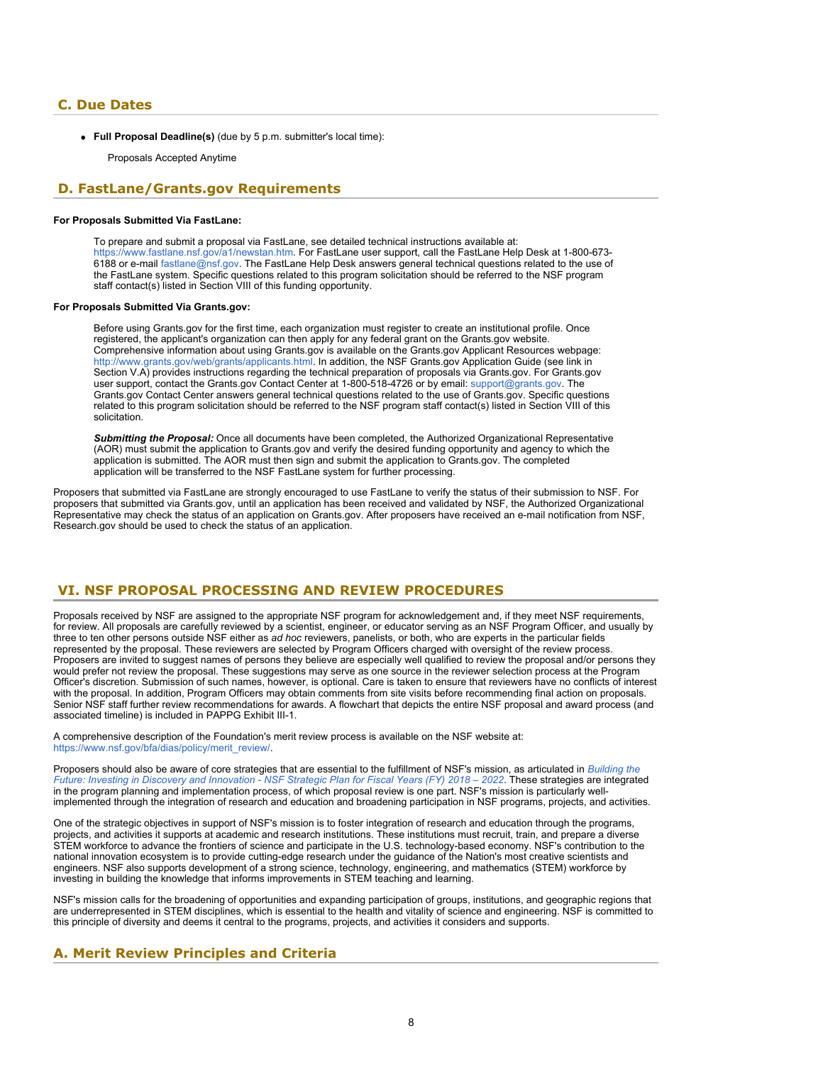## C. Due Dates

- **Full Proposal Deadline(s)** (due by 5 p.m. submitter's local time):

  Proposals Accepted Anytime

## D. FastLane/Grants.gov Requirements

**For Proposals Submitted Via FastLane:**

To prepare and submit a proposal via FastLane, see detailed technical instructions available at: https://www.fastlane.nsf.gov/a1/newstan.htm. For FastLane user support, call the FastLane Help Desk at 1-800-673-6188 or e-mail fastlane@nsf.gov. The FastLane Help Desk answers general technical questions related to the use of the FastLane system. Specific questions related to this program solicitation should be referred to the NSF program staff contact(s) listed in Section VIII of this funding opportunity.

**For Proposals Submitted Via Grants.gov:**

Before using Grants.gov for the first time, each organization must register to create an institutional profile. Once registered, the applicant's organization can then apply for any federal grant on the Grants.gov website. Comprehensive information about using Grants.gov is available on the Grants.gov Applicant Resources webpage: http://www.grants.gov/web/grants/applicants.html. In addition, the NSF Grants.gov Application Guide (see link in Section V.A) provides instructions regarding the technical preparation of proposals via Grants.gov. For Grants.gov user support, contact the Grants.gov Contact Center at 1-800-518-4726 or by email: support@grants.gov. The Grants.gov Contact Center answers general technical questions related to the use of Grants.gov. Specific questions related to this program solicitation should be referred to the NSF program staff contact(s) listed in Section VIII of this solicitation.

***Submitting the Proposal:*** Once all documents have been completed, the Authorized Organizational Representative (AOR) must submit the application to Grants.gov and verify the desired funding opportunity and agency to which the application is submitted. The AOR must then sign and submit the application to Grants.gov. The completed application will be transferred to the NSF FastLane system for further processing.

Proposers that submitted via FastLane are strongly encouraged to use FastLane to verify the status of their submission to NSF. For proposers that submitted via Grants.gov, until an application has been received and validated by NSF, the Authorized Organizational Representative may check the status of an application on Grants.gov. After proposers have received an e-mail notification from NSF, Research.gov should be used to check the status of an application.

# VI. NSF PROPOSAL PROCESSING AND REVIEW PROCEDURES

Proposals received by NSF are assigned to the appropriate NSF program for acknowledgement and, if they meet NSF requirements, for review. All proposals are carefully reviewed by a scientist, engineer, or educator serving as an NSF Program Officer, and usually by three to ten other persons outside NSF either as *ad hoc* reviewers, panelists, or both, who are experts in the particular fields represented by the proposal. These reviewers are selected by Program Officers charged with oversight of the review process. Proposers are invited to suggest names of persons they believe are especially well qualified to review the proposal and/or persons they would prefer not review the proposal. These suggestions may serve as one source in the reviewer selection process at the Program Officer's discretion. Submission of such names, however, is optional. Care is taken to ensure that reviewers have no conflicts of interest with the proposal. In addition, Program Officers may obtain comments from site visits before recommending final action on proposals. Senior NSF staff further review recommendations for awards. A flowchart that depicts the entire NSF proposal and award process (and associated timeline) is included in PAPPG Exhibit III-1.

A comprehensive description of the Foundation's merit review process is available on the NSF website at: https://www.nsf.gov/bfa/dias/policy/merit_review/.

Proposers should also be aware of core strategies that are essential to the fulfillment of NSF's mission, as articulated in *Building the Future: Investing in Discovery and Innovation - NSF Strategic Plan for Fiscal Years (FY) 2018 – 2022*. These strategies are integrated in the program planning and implementation process, of which proposal review is one part. NSF's mission is particularly well-implemented through the integration of research and education and broadening participation in NSF programs, projects, and activities.

One of the strategic objectives in support of NSF's mission is to foster integration of research and education through the programs, projects, and activities it supports at academic and research institutions. These institutions must recruit, train, and prepare a diverse STEM workforce to advance the frontiers of science and participate in the U.S. technology-based economy. NSF's contribution to the national innovation ecosystem is to provide cutting-edge research under the guidance of the Nation's most creative scientists and engineers. NSF also supports development of a strong science, technology, engineering, and mathematics (STEM) workforce by investing in building the knowledge that informs improvements in STEM teaching and learning.

NSF's mission calls for the broadening of opportunities and expanding participation of groups, institutions, and geographic regions that are underrepresented in STEM disciplines, which is essential to the health and vitality of science and engineering. NSF is committed to this principle of diversity and deems it central to the programs, projects, and activities it considers and supports.

## A. Merit Review Principles and Criteria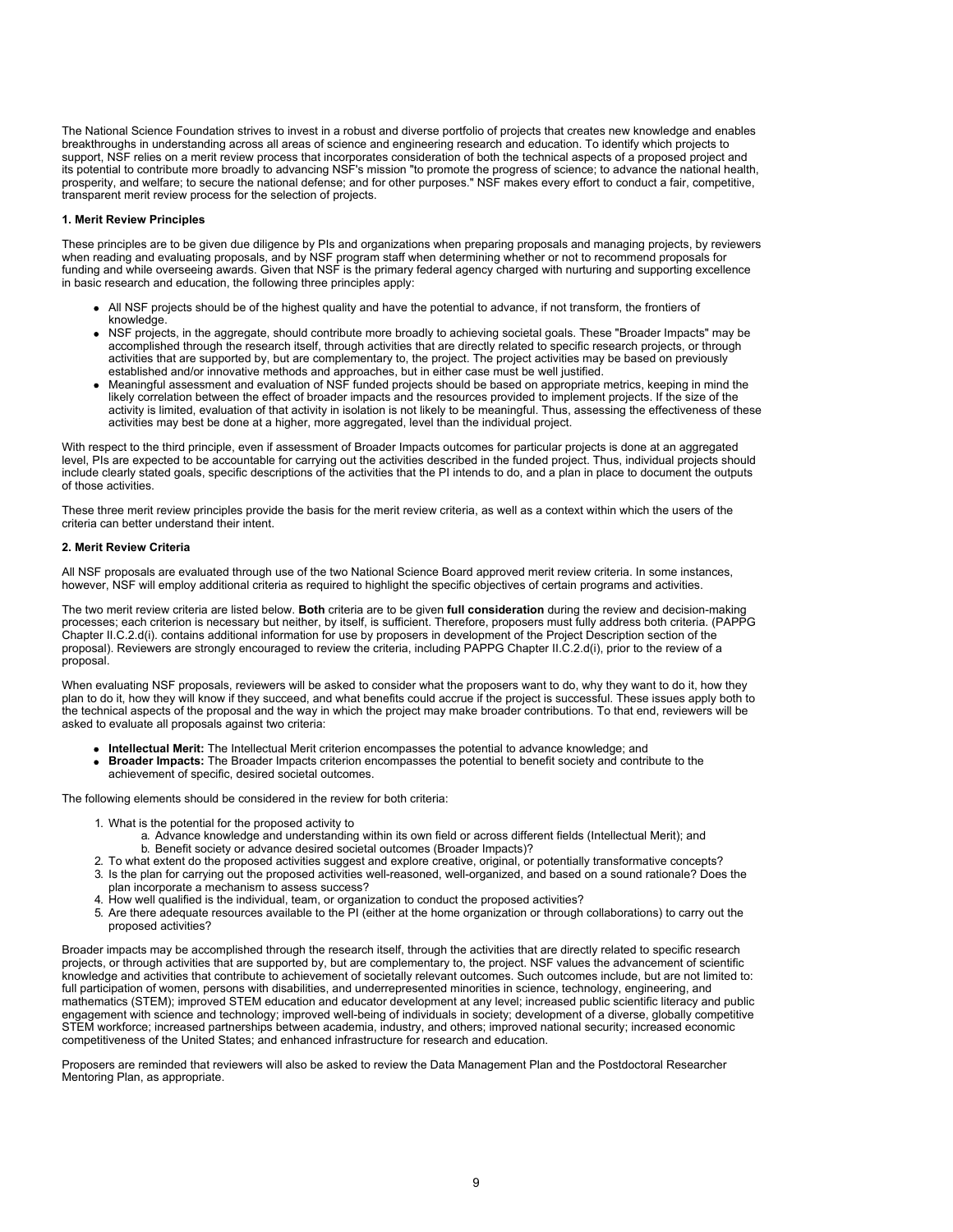The National Science Foundation strives to invest in a robust and diverse portfolio of projects that creates new knowledge and enables breakthroughs in understanding across all areas of science and engineering research and education. To identify which projects to support, NSF relies on a merit review process that incorporates consideration of both the technical aspects of a proposed project and its potential to contribute more broadly to advancing NSF's mission "to promote the progress of science; to advance the national health, prosperity, and welfare; to secure the national defense; and for other purposes." NSF makes every effort to conduct a fair, competitive, transparent merit review process for the selection of projects.

**1. Merit Review Principles**

These principles are to be given due diligence by PIs and organizations when preparing proposals and managing projects, by reviewers when reading and evaluating proposals, and by NSF program staff when determining whether or not to recommend proposals for funding and while overseeing awards. Given that NSF is the primary federal agency charged with nurturing and supporting excellence in basic research and education, the following three principles apply:

- All NSF projects should be of the highest quality and have the potential to advance, if not transform, the frontiers of knowledge.
- NSF projects, in the aggregate, should contribute more broadly to achieving societal goals. These "Broader Impacts" may be accomplished through the research itself, through activities that are directly related to specific research projects, or through activities that are supported by, but are complementary to, the project. The project activities may be based on previously established and/or innovative methods and approaches, but in either case must be well justified.
- Meaningful assessment and evaluation of NSF funded projects should be based on appropriate metrics, keeping in mind the likely correlation between the effect of broader impacts and the resources provided to implement projects. If the size of the activity is limited, evaluation of that activity in isolation is not likely to be meaningful. Thus, assessing the effectiveness of these activities may best be done at a higher, more aggregated, level than the individual project.

With respect to the third principle, even if assessment of Broader Impacts outcomes for particular projects is done at an aggregated level, PIs are expected to be accountable for carrying out the activities described in the funded project. Thus, individual projects should include clearly stated goals, specific descriptions of the activities that the PI intends to do, and a plan in place to document the outputs of those activities.

These three merit review principles provide the basis for the merit review criteria, as well as a context within which the users of the criteria can better understand their intent.

**2. Merit Review Criteria**

All NSF proposals are evaluated through use of the two National Science Board approved merit review criteria. In some instances, however, NSF will employ additional criteria as required to highlight the specific objectives of certain programs and activities.

The two merit review criteria are listed below. **Both** criteria are to be given **full consideration** during the review and decision-making processes; each criterion is necessary but neither, by itself, is sufficient. Therefore, proposers must fully address both criteria. (PAPPG Chapter II.C.2.d(i). contains additional information for use by proposers in development of the Project Description section of the proposal). Reviewers are strongly encouraged to review the criteria, including PAPPG Chapter II.C.2.d(i), prior to the review of a proposal.

When evaluating NSF proposals, reviewers will be asked to consider what the proposers want to do, why they want to do it, how they plan to do it, how they will know if they succeed, and what benefits could accrue if the project is successful. These issues apply both to the technical aspects of the proposal and the way in which the project may make broader contributions. To that end, reviewers will be asked to evaluate all proposals against two criteria:

- **Intellectual Merit:** The Intellectual Merit criterion encompasses the potential to advance knowledge; and
- **Broader Impacts:** The Broader Impacts criterion encompasses the potential to benefit society and contribute to the achievement of specific, desired societal outcomes.

The following elements should be considered in the review for both criteria:

1. What is the potential for the proposed activity to
   a. Advance knowledge and understanding within its own field or across different fields (Intellectual Merit); and
   b. Benefit society or advance desired societal outcomes (Broader Impacts)?
2. To what extent do the proposed activities suggest and explore creative, original, or potentially transformative concepts?
3. Is the plan for carrying out the proposed activities well-reasoned, well-organized, and based on a sound rationale? Does the plan incorporate a mechanism to assess success?
4. How well qualified is the individual, team, or organization to conduct the proposed activities?
5. Are there adequate resources available to the PI (either at the home organization or through collaborations) to carry out the proposed activities?

Broader impacts may be accomplished through the research itself, through the activities that are directly related to specific research projects, or through activities that are supported by, but are complementary to, the project. NSF values the advancement of scientific knowledge and activities that contribute to achievement of societally relevant outcomes. Such outcomes include, but are not limited to: full participation of women, persons with disabilities, and underrepresented minorities in science, technology, engineering, and mathematics (STEM); improved STEM education and educator development at any level; increased public scientific literacy and public engagement with science and technology; improved well-being of individuals in society; development of a diverse, globally competitive STEM workforce; increased partnerships between academia, industry, and others; improved national security; increased economic competitiveness of the United States; and enhanced infrastructure for research and education.

Proposers are reminded that reviewers will also be asked to review the Data Management Plan and the Postdoctoral Researcher Mentoring Plan, as appropriate.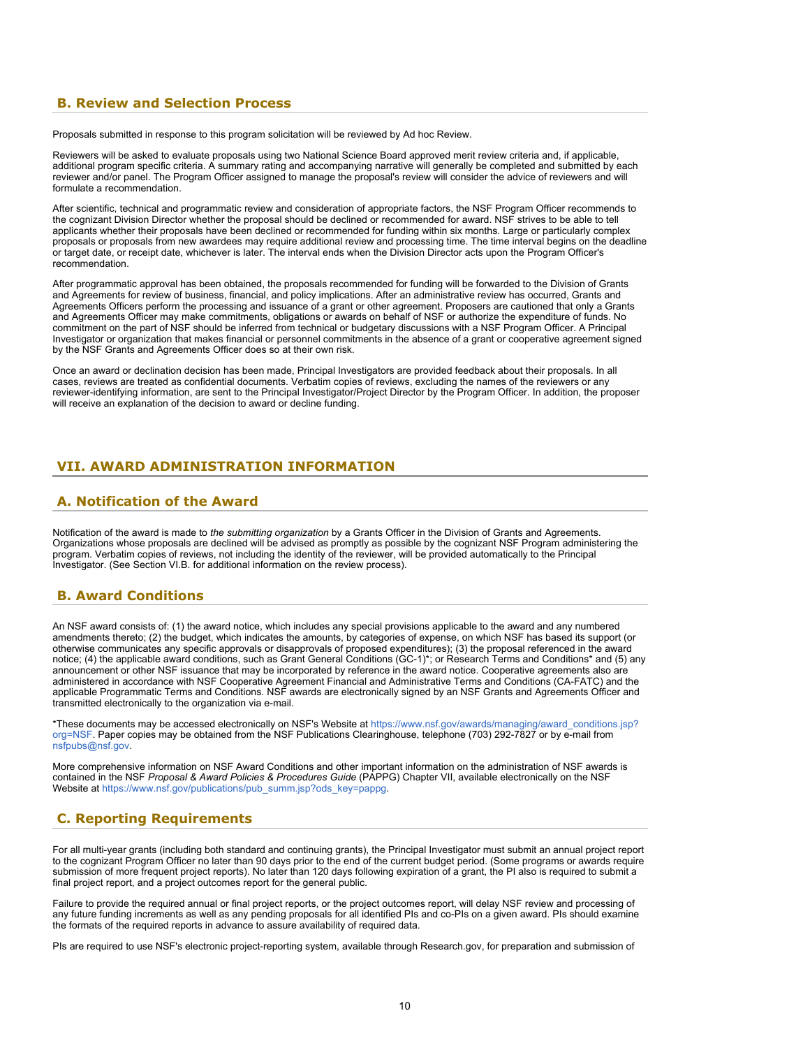## B. Review and Selection Process

Proposals submitted in response to this program solicitation will be reviewed by Ad hoc Review.

Reviewers will be asked to evaluate proposals using two National Science Board approved merit review criteria and, if applicable, additional program specific criteria. A summary rating and accompanying narrative will generally be completed and submitted by each reviewer and/or panel. The Program Officer assigned to manage the proposal's review will consider the advice of reviewers and will formulate a recommendation.

After scientific, technical and programmatic review and consideration of appropriate factors, the NSF Program Officer recommends to the cognizant Division Director whether the proposal should be declined or recommended for award. NSF strives to be able to tell applicants whether their proposals have been declined or recommended for funding within six months. Large or particularly complex proposals or proposals from new awardees may require additional review and processing time. The time interval begins on the deadline or target date, or receipt date, whichever is later. The interval ends when the Division Director acts upon the Program Officer's recommendation.

After programmatic approval has been obtained, the proposals recommended for funding will be forwarded to the Division of Grants and Agreements for review of business, financial, and policy implications. After an administrative review has occurred, Grants and Agreements Officers perform the processing and issuance of a grant or other agreement. Proposers are cautioned that only a Grants and Agreements Officer may make commitments, obligations or awards on behalf of NSF or authorize the expenditure of funds. No commitment on the part of NSF should be inferred from technical or budgetary discussions with a NSF Program Officer. A Principal Investigator or organization that makes financial or personnel commitments in the absence of a grant or cooperative agreement signed by the NSF Grants and Agreements Officer does so at their own risk.

Once an award or declination decision has been made, Principal Investigators are provided feedback about their proposals. In all cases, reviews are treated as confidential documents. Verbatim copies of reviews, excluding the names of the reviewers or any reviewer-identifying information, are sent to the Principal Investigator/Project Director by the Program Officer. In addition, the proposer will receive an explanation of the decision to award or decline funding.

# VII. AWARD ADMINISTRATION INFORMATION

## A. Notification of the Award

Notification of the award is made to *the submitting organization* by a Grants Officer in the Division of Grants and Agreements. Organizations whose proposals are declined will be advised as promptly as possible by the cognizant NSF Program administering the program. Verbatim copies of reviews, not including the identity of the reviewer, will be provided automatically to the Principal Investigator. (See Section VI.B. for additional information on the review process).

## B. Award Conditions

An NSF award consists of: (1) the award notice, which includes any special provisions applicable to the award and any numbered amendments thereto; (2) the budget, which indicates the amounts, by categories of expense, on which NSF has based its support (or otherwise communicates any specific approvals or disapprovals of proposed expenditures); (3) the proposal referenced in the award notice; (4) the applicable award conditions, such as Grant General Conditions (GC-1)*; or Research Terms and Conditions* and (5) any announcement or other NSF issuance that may be incorporated by reference in the award notice. Cooperative agreements also are administered in accordance with NSF Cooperative Agreement Financial and Administrative Terms and Conditions (CA-FATC) and the applicable Programmatic Terms and Conditions. NSF awards are electronically signed by an NSF Grants and Agreements Officer and transmitted electronically to the organization via e-mail.

*These documents may be accessed electronically on NSF's Website at https://www.nsf.gov/awards/managing/award_conditions.jsp?org=NSF. Paper copies may be obtained from the NSF Publications Clearinghouse, telephone (703) 292-7827 or by e-mail from nsfpubs@nsf.gov.

More comprehensive information on NSF Award Conditions and other important information on the administration of NSF awards is contained in the NSF *Proposal & Award Policies & Procedures Guide* (PAPPG) Chapter VII, available electronically on the NSF Website at https://www.nsf.gov/publications/pub_summ.jsp?ods_key=pappg.

## C. Reporting Requirements

For all multi-year grants (including both standard and continuing grants), the Principal Investigator must submit an annual project report to the cognizant Program Officer no later than 90 days prior to the end of the current budget period. (Some programs or awards require submission of more frequent project reports). No later than 120 days following expiration of a grant, the PI also is required to submit a final project report, and a project outcomes report for the general public.

Failure to provide the required annual or final project reports, or the project outcomes report, will delay NSF review and processing of any future funding increments as well as any pending proposals for all identified PIs and co-PIs on a given award. PIs should examine the formats of the required reports in advance to assure availability of required data.

PIs are required to use NSF's electronic project-reporting system, available through Research.gov, for preparation and submission of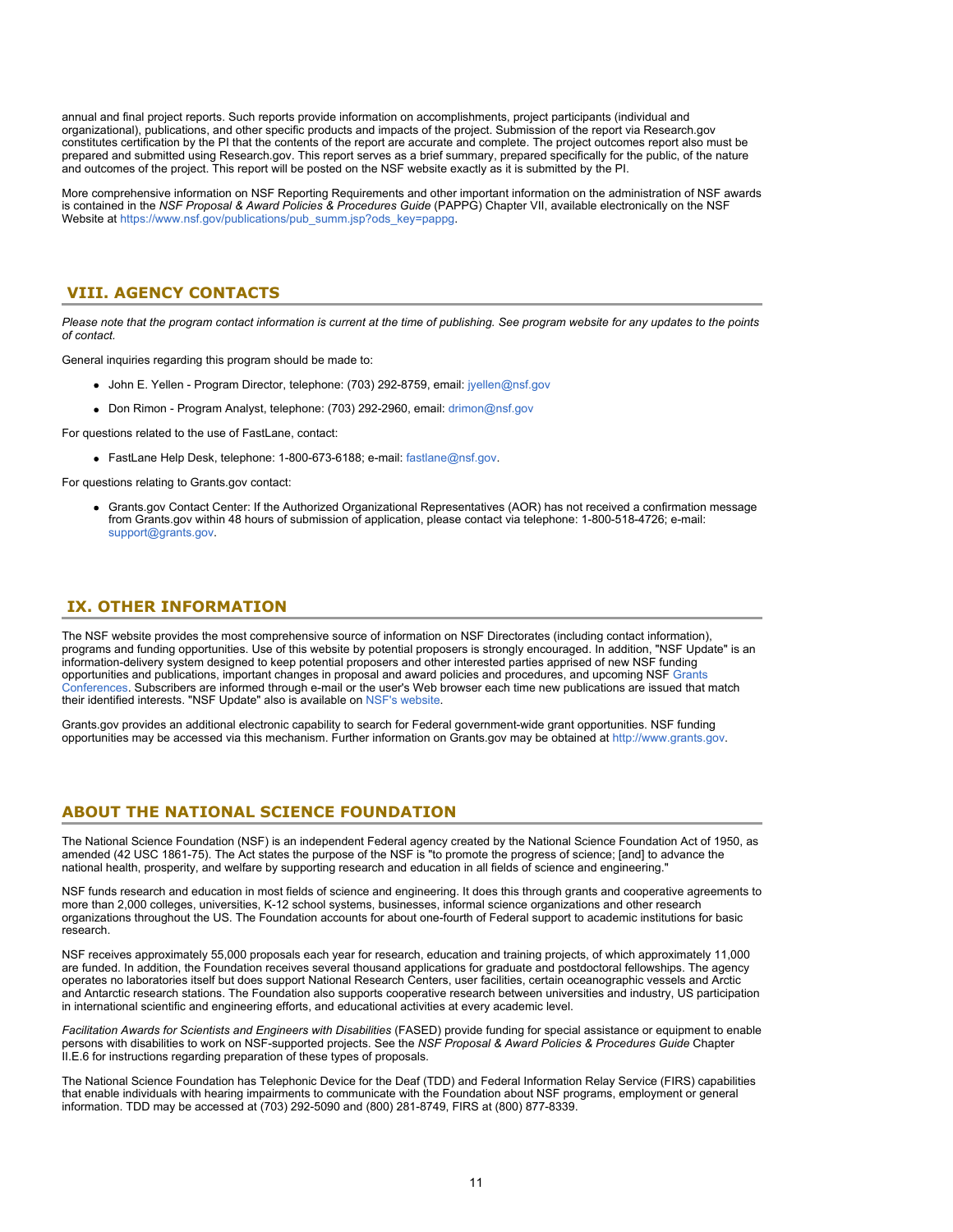annual and final project reports. Such reports provide information on accomplishments, project participants (individual and organizational), publications, and other specific products and impacts of the project. Submission of the report via Research.gov constitutes certification by the PI that the contents of the report are accurate and complete. The project outcomes report also must be prepared and submitted using Research.gov. This report serves as a brief summary, prepared specifically for the public, of the nature and outcomes of the project. This report will be posted on the NSF website exactly as it is submitted by the PI.

More comprehensive information on NSF Reporting Requirements and other important information on the administration of NSF awards is contained in the *NSF Proposal & Award Policies & Procedures Guide* (PAPPG) Chapter VII, available electronically on the NSF Website at https://www.nsf.gov/publications/pub_summ.jsp?ods_key=pappg.

## VIII. AGENCY CONTACTS

*Please note that the program contact information is current at the time of publishing. See program website for any updates to the points of contact.*

General inquiries regarding this program should be made to:

- John E. Yellen - Program Director, telephone: (703) 292-8759, email: jyellen@nsf.gov
- Don Rimon - Program Analyst, telephone: (703) 292-2960, email: drimon@nsf.gov

For questions related to the use of FastLane, contact:

- FastLane Help Desk, telephone: 1-800-673-6188; e-mail: fastlane@nsf.gov.

For questions relating to Grants.gov contact:

- Grants.gov Contact Center: If the Authorized Organizational Representatives (AOR) has not received a confirmation message from Grants.gov within 48 hours of submission of application, please contact via telephone: 1-800-518-4726; e-mail: support@grants.gov.

## IX. OTHER INFORMATION

The NSF website provides the most comprehensive source of information on NSF Directorates (including contact information), programs and funding opportunities. Use of this website by potential proposers is strongly encouraged. In addition, "NSF Update" is an information-delivery system designed to keep potential proposers and other interested parties apprised of new NSF funding opportunities and publications, important changes in proposal and award policies and procedures, and upcoming NSF Grants Conferences. Subscribers are informed through e-mail or the user's Web browser each time new publications are issued that match their identified interests. "NSF Update" also is available on NSF's website.

Grants.gov provides an additional electronic capability to search for Federal government-wide grant opportunities. NSF funding opportunities may be accessed via this mechanism. Further information on Grants.gov may be obtained at http://www.grants.gov.

## ABOUT THE NATIONAL SCIENCE FOUNDATION

The National Science Foundation (NSF) is an independent Federal agency created by the National Science Foundation Act of 1950, as amended (42 USC 1861-75). The Act states the purpose of the NSF is "to promote the progress of science; [and] to advance the national health, prosperity, and welfare by supporting research and education in all fields of science and engineering."

NSF funds research and education in most fields of science and engineering. It does this through grants and cooperative agreements to more than 2,000 colleges, universities, K-12 school systems, businesses, informal science organizations and other research organizations throughout the US. The Foundation accounts for about one-fourth of Federal support to academic institutions for basic research.

NSF receives approximately 55,000 proposals each year for research, education and training projects, of which approximately 11,000 are funded. In addition, the Foundation receives several thousand applications for graduate and postdoctoral fellowships. The agency operates no laboratories itself but does support National Research Centers, user facilities, certain oceanographic vessels and Arctic and Antarctic research stations. The Foundation also supports cooperative research between universities and industry, US participation in international scientific and engineering efforts, and educational activities at every academic level.

*Facilitation Awards for Scientists and Engineers with Disabilities* (FASED) provide funding for special assistance or equipment to enable persons with disabilities to work on NSF-supported projects. See the *NSF Proposal & Award Policies & Procedures Guide* Chapter II.E.6 for instructions regarding preparation of these types of proposals.

The National Science Foundation has Telephonic Device for the Deaf (TDD) and Federal Information Relay Service (FIRS) capabilities that enable individuals with hearing impairments to communicate with the Foundation about NSF programs, employment or general information. TDD may be accessed at (703) 292-5090 and (800) 281-8749, FIRS at (800) 877-8339.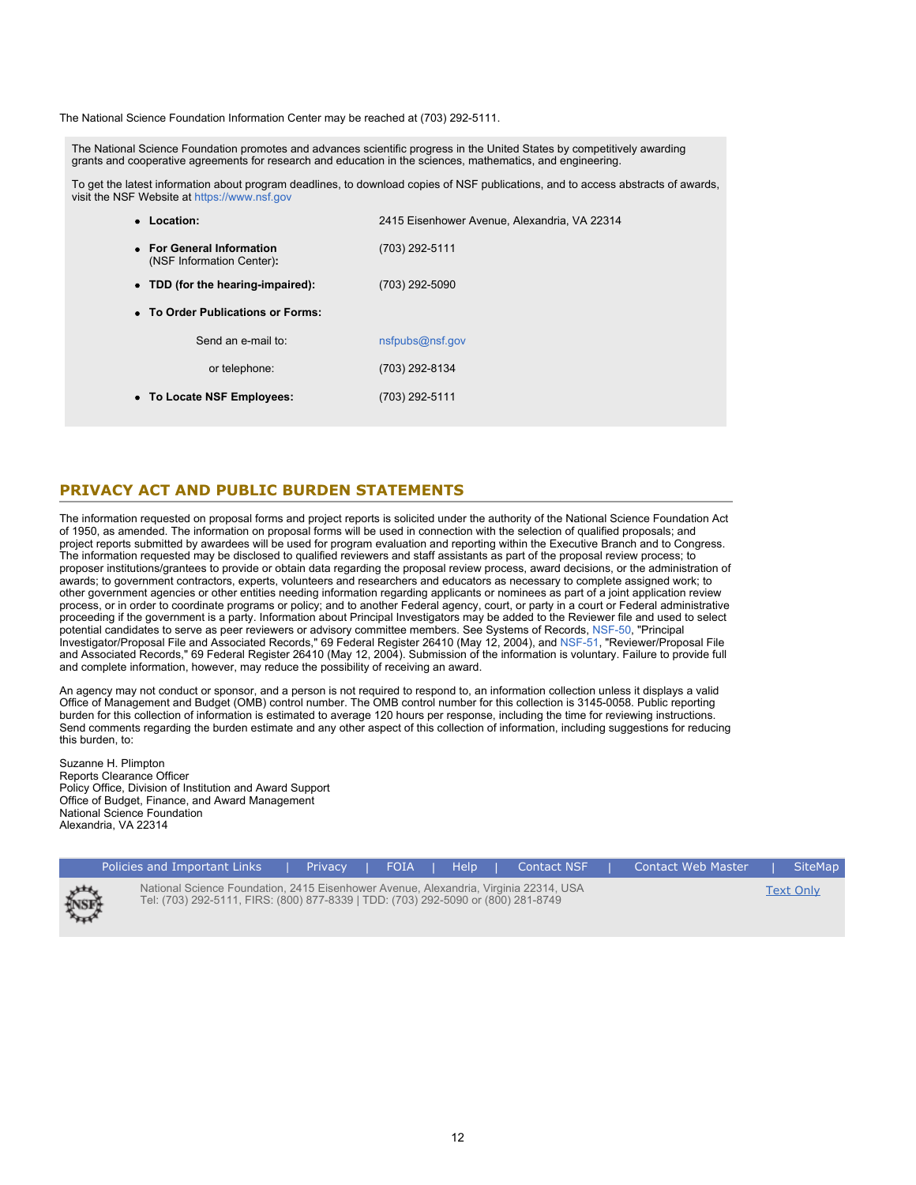The National Science Foundation Information Center may be reached at (703) 292-5111.

The National Science Foundation promotes and advances scientific progress in the United States by competitively awarding grants and cooperative agreements for research and education in the sciences, mathematics, and engineering.

To get the latest information about program deadlines, to download copies of NSF publications, and to access abstracts of awards, visit the NSF Website at https://www.nsf.gov

- **Location:** 2415 Eisenhower Avenue, Alexandria, VA 22314
- **For General Information** (NSF Information Center)**:** (703) 292-5111
- **TDD (for the hearing-impaired):** (703) 292-5090
- **To Order Publications or Forms:**
  - Send an e-mail to: nsfpubs@nsf.gov
  - or telephone: (703) 292-8134
- **To Locate NSF Employees:** (703) 292-5111

## PRIVACY ACT AND PUBLIC BURDEN STATEMENTS

The information requested on proposal forms and project reports is solicited under the authority of the National Science Foundation Act of 1950, as amended. The information on proposal forms will be used in connection with the selection of qualified proposals; and project reports submitted by awardees will be used for program evaluation and reporting within the Executive Branch and to Congress. The information requested may be disclosed to qualified reviewers and staff assistants as part of the proposal review process; to proposer institutions/grantees to provide or obtain data regarding the proposal review process, award decisions, or the administration of awards; to government contractors, experts, volunteers and researchers and educators as necessary to complete assigned work; to other government agencies or other entities needing information regarding applicants or nominees as part of a joint application review process, or in order to coordinate programs or policy; and to another Federal agency, court, or party in a court or Federal administrative proceeding if the government is a party. Information about Principal Investigators may be added to the Reviewer file and used to select potential candidates to serve as peer reviewers or advisory committee members. See Systems of Records, NSF-50, "Principal Investigator/Proposal File and Associated Records," 69 Federal Register 26410 (May 12, 2004), and NSF-51, "Reviewer/Proposal File and Associated Records," 69 Federal Register 26410 (May 12, 2004). Submission of the information is voluntary. Failure to provide full and complete information, however, may reduce the possibility of receiving an award.

An agency may not conduct or sponsor, and a person is not required to respond to, an information collection unless it displays a valid Office of Management and Budget (OMB) control number. The OMB control number for this collection is 3145-0058. Public reporting burden for this collection of information is estimated to average 120 hours per response, including the time for reviewing instructions. Send comments regarding the burden estimate and any other aspect of this collection of information, including suggestions for reducing this burden, to:

Suzanne H. Plimpton
Reports Clearance Officer
Policy Office, Division of Institution and Award Support
Office of Budget, Finance, and Award Management
National Science Foundation
Alexandria, VA 22314

Policies and Important Links | Privacy | FOIA | Help | Contact NSF | Contact Web Master | SiteMap

National Science Foundation, 2415 Eisenhower Avenue, Alexandria, Virginia 22314, USA
Tel: (703) 292-5111, FIRS: (800) 877-8339 | TDD: (703) 292-5090 or (800) 281-8749

Text Only